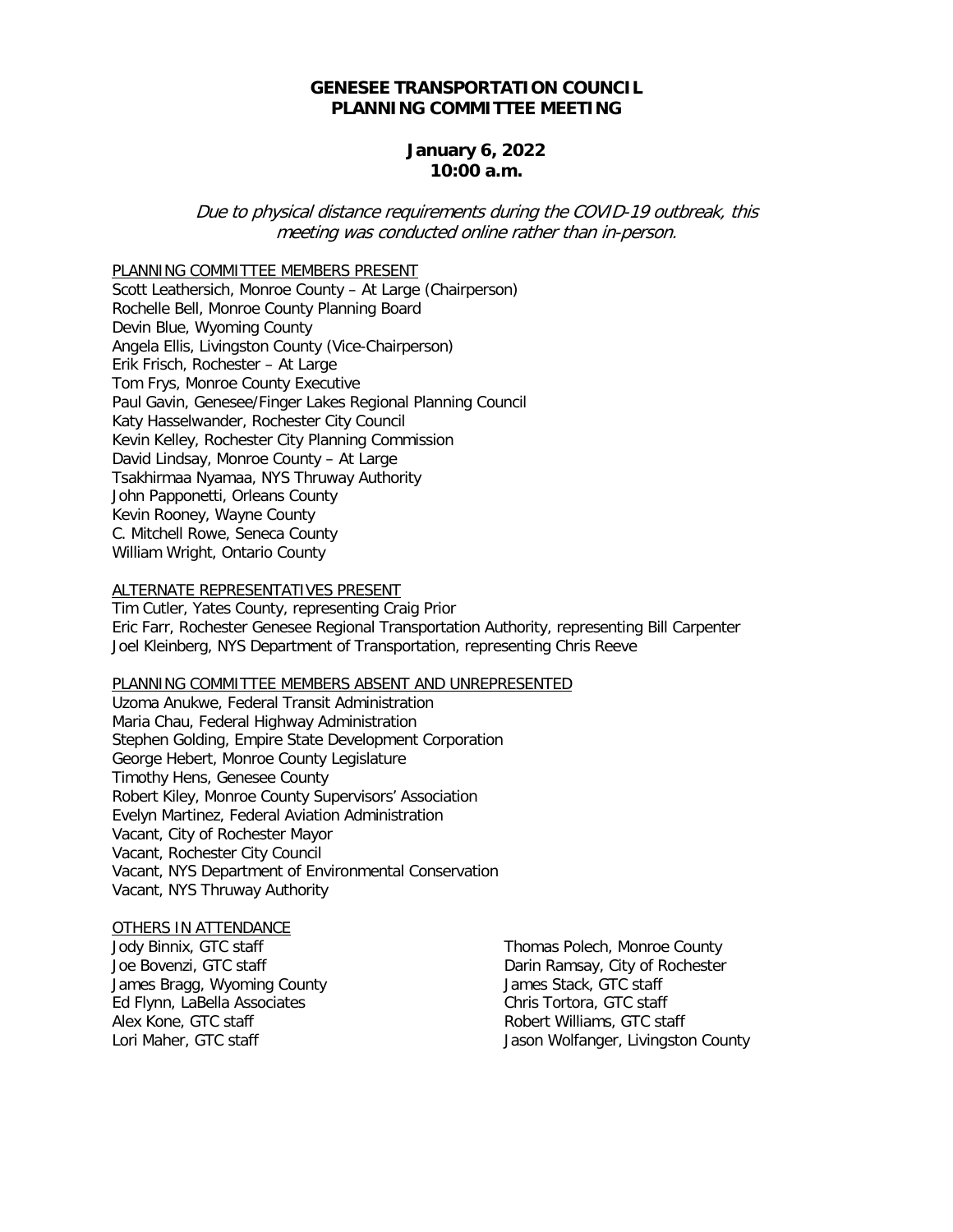# GENESEE TRANSPORTATION COUNCIL
# PLANNING COMMITTEE MEETING

**January 6, 2022**
**10:00 a.m.**

*Due to physical distance requirements during the COVID-19 outbreak, this meeting was conducted online rather than in-person.*

PLANNING COMMITTEE MEMBERS PRESENT

Scott Leathersich, Monroe County – At Large (Chairperson)
Rochelle Bell, Monroe County Planning Board
Devin Blue, Wyoming County
Angela Ellis, Livingston County (Vice-Chairperson)
Erik Frisch, Rochester – At Large
Tom Frys, Monroe County Executive
Paul Gavin, Genesee/Finger Lakes Regional Planning Council
Katy Hasselwander, Rochester City Council
Kevin Kelley, Rochester City Planning Commission
David Lindsay, Monroe County – At Large
Tsakhirmaa Nyamaa, NYS Thruway Authority
John Papponetti, Orleans County
Kevin Rooney, Wayne County
C. Mitchell Rowe, Seneca County
William Wright, Ontario County

ALTERNATE REPRESENTATIVES PRESENT

Tim Cutler, Yates County, representing Craig Prior
Eric Farr, Rochester Genesee Regional Transportation Authority, representing Bill Carpenter
Joel Kleinberg, NYS Department of Transportation, representing Chris Reeve

PLANNING COMMITTEE MEMBERS ABSENT AND UNREPRESENTED

Uzoma Anukwe, Federal Transit Administration
Maria Chau, Federal Highway Administration
Stephen Golding, Empire State Development Corporation
George Hebert, Monroe County Legislature
Timothy Hens, Genesee County
Robert Kiley, Monroe County Supervisors' Association
Evelyn Martinez, Federal Aviation Administration
Vacant, City of Rochester Mayor
Vacant, Rochester City Council
Vacant, NYS Department of Environmental Conservation
Vacant, NYS Thruway Authority

OTHERS IN ATTENDANCE

Jody Binnix, GTC staff
Joe Bovenzi, GTC staff
James Bragg, Wyoming County
Ed Flynn, LaBella Associates
Alex Kone, GTC staff
Lori Maher, GTC staff
Thomas Polech, Monroe County
Darin Ramsay, City of Rochester
James Stack, GTC staff
Chris Tortora, GTC staff
Robert Williams, GTC staff
Jason Wolfanger, Livingston County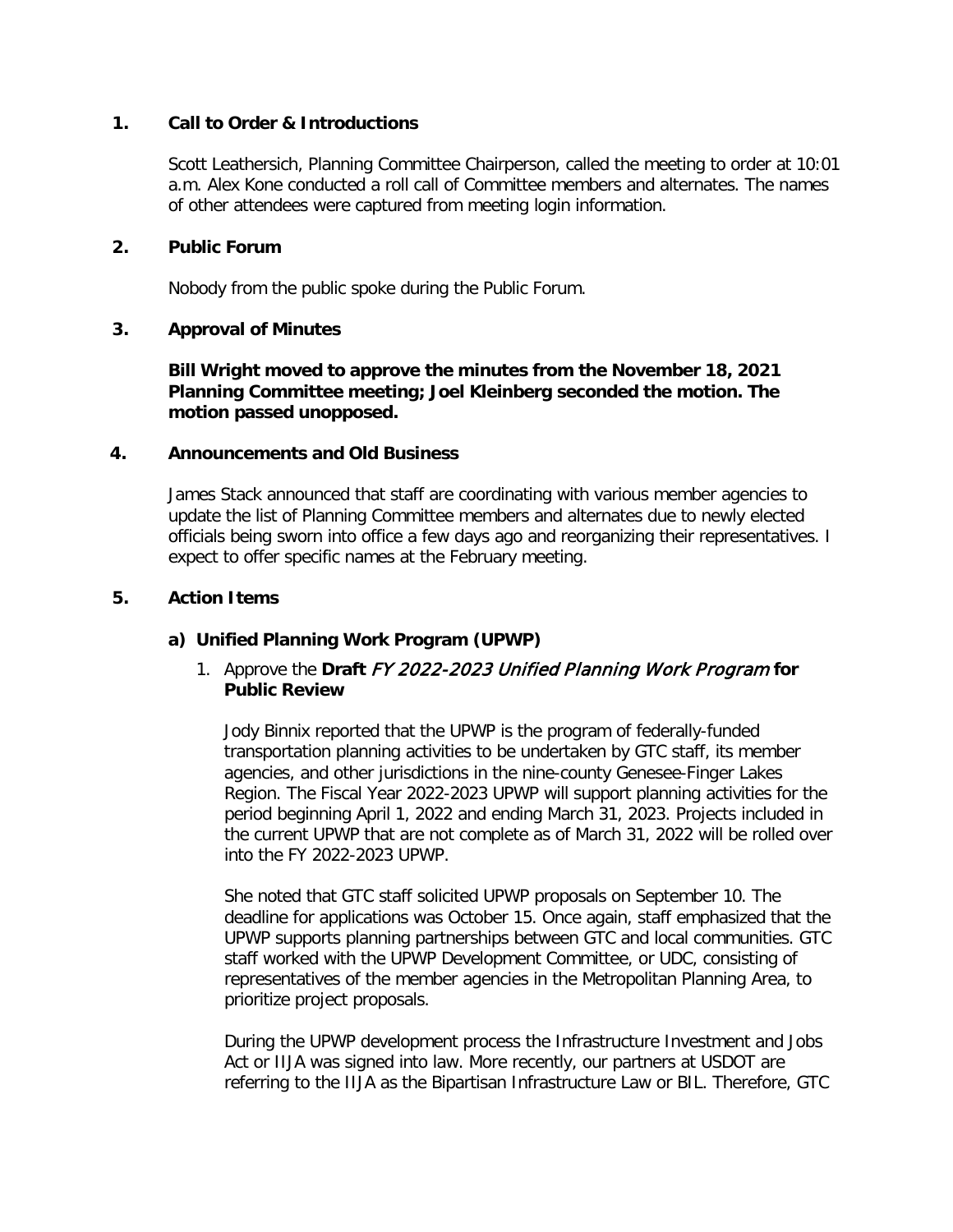## 1. Call to Order & Introductions

Scott Leathersich, Planning Committee Chairperson, called the meeting to order at 10:01 a.m. Alex Kone conducted a roll call of Committee members and alternates. The names of other attendees were captured from meeting login information.

## 2. Public Forum

Nobody from the public spoke during the Public Forum.

## 3. Approval of Minutes

**Bill Wright moved to approve the minutes from the November 18, 2021 Planning Committee meeting; Joel Kleinberg seconded the motion. The motion passed unopposed.**

## 4. Announcements and Old Business

James Stack announced that staff are coordinating with various member agencies to update the list of Planning Committee members and alternates due to newly elected officials being sworn into office a few days ago and reorganizing their representatives. I expect to offer specific names at the February meeting.

## 5. Action Items

### a) Unified Planning Work Program (UPWP)

1. Approve the **Draft** *FY 2022-2023 Unified Planning Work Program* **for Public Review**

   Jody Binnix reported that the UPWP is the program of federally-funded transportation planning activities to be undertaken by GTC staff, its member agencies, and other jurisdictions in the nine-county Genesee-Finger Lakes Region. The Fiscal Year 2022-2023 UPWP will support planning activities for the period beginning April 1, 2022 and ending March 31, 2023. Projects included in the current UPWP that are not complete as of March 31, 2022 will be rolled over into the FY 2022-2023 UPWP.

   She noted that GTC staff solicited UPWP proposals on September 10. The deadline for applications was October 15. Once again, staff emphasized that the UPWP supports planning partnerships between GTC and local communities. GTC staff worked with the UPWP Development Committee, or UDC, consisting of representatives of the member agencies in the Metropolitan Planning Area, to prioritize project proposals.

   During the UPWP development process the Infrastructure Investment and Jobs Act or IIJA was signed into law. More recently, our partners at USDOT are referring to the IIJA as the Bipartisan Infrastructure Law or BIL. Therefore, GTC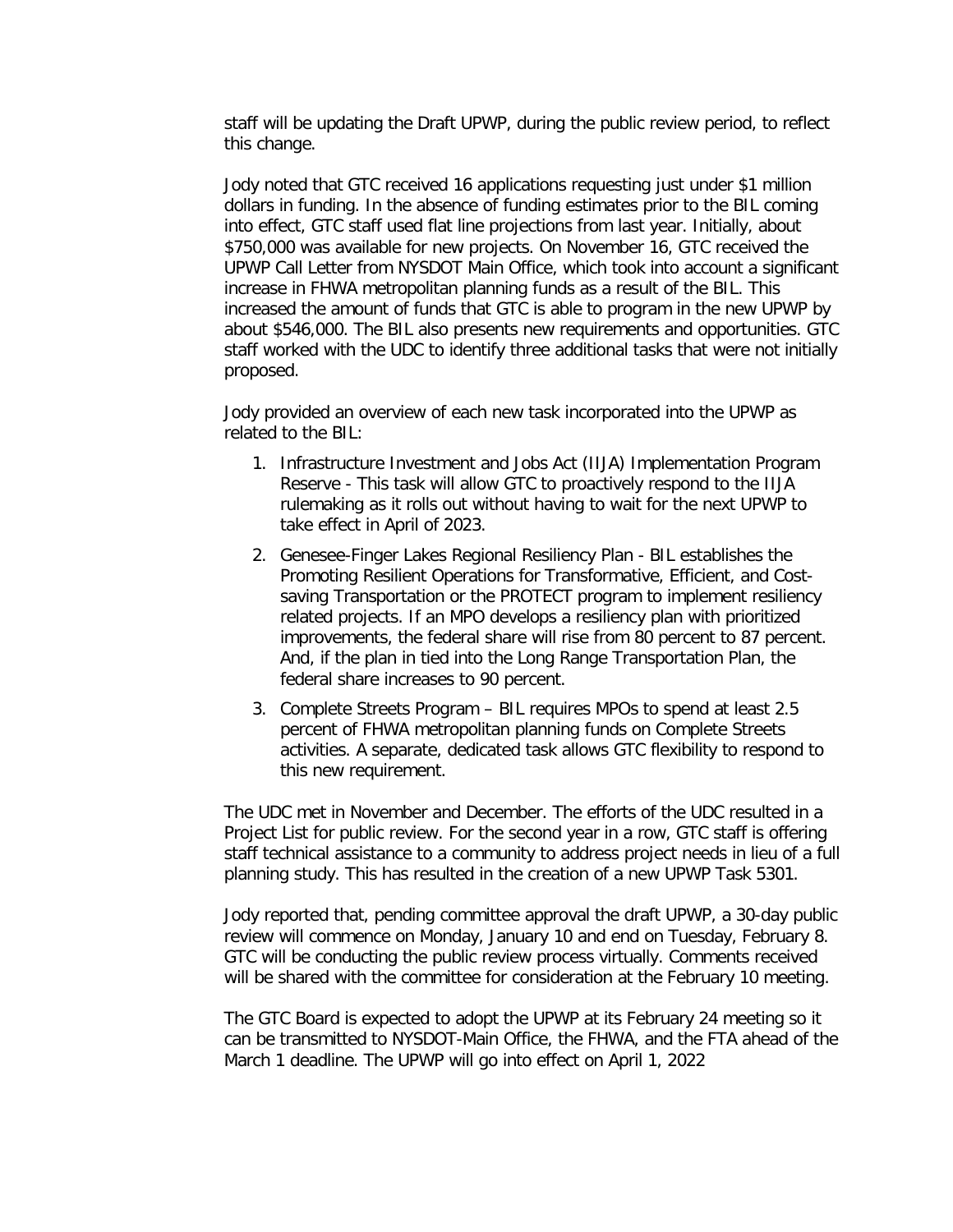staff will be updating the Draft UPWP, during the public review period, to reflect this change.

Jody noted that GTC received 16 applications requesting just under $1 million dollars in funding. In the absence of funding estimates prior to the BIL coming into effect, GTC staff used flat line projections from last year. Initially, about $750,000 was available for new projects. On November 16, GTC received the UPWP Call Letter from NYSDOT Main Office, which took into account a significant increase in FHWA metropolitan planning funds as a result of the BIL. This increased the amount of funds that GTC is able to program in the new UPWP by about $546,000. The BIL also presents new requirements and opportunities. GTC staff worked with the UDC to identify three additional tasks that were not initially proposed.

Jody provided an overview of each new task incorporated into the UPWP as related to the BIL:

1. Infrastructure Investment and Jobs Act (IIJA) Implementation Program Reserve - This task will allow GTC to proactively respond to the IIJA rulemaking as it rolls out without having to wait for the next UPWP to take effect in April of 2023.
2. Genesee-Finger Lakes Regional Resiliency Plan - BIL establishes the Promoting Resilient Operations for Transformative, Efficient, and Cost-saving Transportation or the PROTECT program to implement resiliency related projects. If an MPO develops a resiliency plan with prioritized improvements, the federal share will rise from 80 percent to 87 percent. And, if the plan in tied into the Long Range Transportation Plan, the federal share increases to 90 percent.
3. Complete Streets Program – BIL requires MPOs to spend at least 2.5 percent of FHWA metropolitan planning funds on Complete Streets activities. A separate, dedicated task allows GTC flexibility to respond to this new requirement.

The UDC met in November and December. The efforts of the UDC resulted in a Project List for public review. For the second year in a row, GTC staff is offering staff technical assistance to a community to address project needs in lieu of a full planning study. This has resulted in the creation of a new UPWP Task 5301.

Jody reported that, pending committee approval the draft UPWP, a 30-day public review will commence on Monday, January 10 and end on Tuesday, February 8. GTC will be conducting the public review process virtually. Comments received will be shared with the committee for consideration at the February 10 meeting.

The GTC Board is expected to adopt the UPWP at its February 24 meeting so it can be transmitted to NYSDOT-Main Office, the FHWA, and the FTA ahead of the March 1 deadline. The UPWP will go into effect on April 1, 2022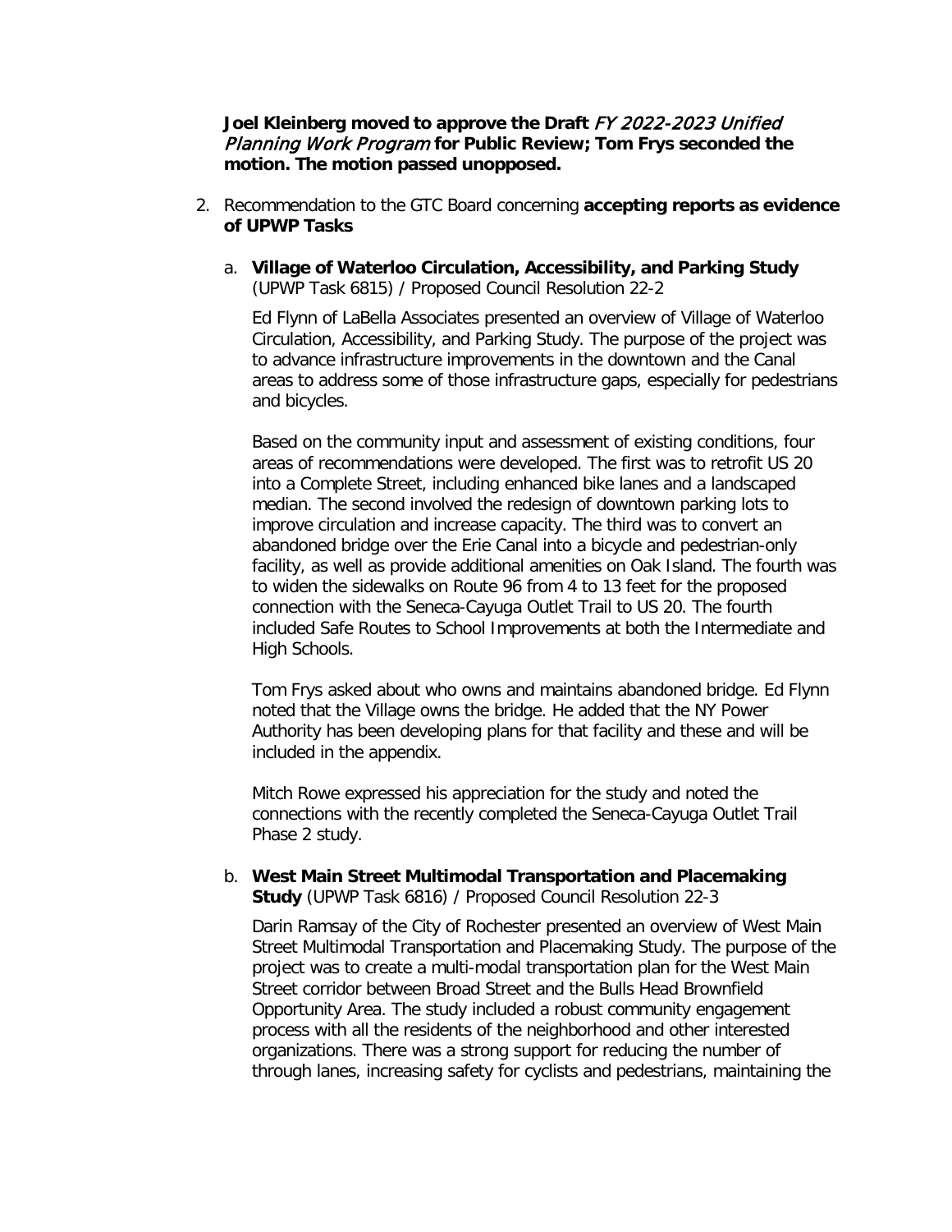**Joel Kleinberg moved to approve the Draft** ***FY 2022-2023 Unified Planning Work Program*** **for Public Review; Tom Frys seconded the motion. The motion passed unopposed.**

2. Recommendation to the GTC Board concerning **accepting reports as evidence of UPWP Tasks**

   a. **Village of Waterloo Circulation, Accessibility, and Parking Study** (UPWP Task 6815) / Proposed Council Resolution 22-2

   Ed Flynn of LaBella Associates presented an overview of Village of Waterloo Circulation, Accessibility, and Parking Study. The purpose of the project was to advance infrastructure improvements in the downtown and the Canal areas to address some of those infrastructure gaps, especially for pedestrians and bicycles.

   Based on the community input and assessment of existing conditions, four areas of recommendations were developed. The first was to retrofit US 20 into a Complete Street, including enhanced bike lanes and a landscaped median. The second involved the redesign of downtown parking lots to improve circulation and increase capacity. The third was to convert an abandoned bridge over the Erie Canal into a bicycle and pedestrian-only facility, as well as provide additional amenities on Oak Island. The fourth was to widen the sidewalks on Route 96 from 4 to 13 feet for the proposed connection with the Seneca-Cayuga Outlet Trail to US 20. The fourth included Safe Routes to School Improvements at both the Intermediate and High Schools.

   Tom Frys asked about who owns and maintains abandoned bridge. Ed Flynn noted that the Village owns the bridge. He added that the NY Power Authority has been developing plans for that facility and these and will be included in the appendix.

   Mitch Rowe expressed his appreciation for the study and noted the connections with the recently completed the Seneca-Cayuga Outlet Trail Phase 2 study.

   b. **West Main Street Multimodal Transportation and Placemaking Study** (UPWP Task 6816) / Proposed Council Resolution 22-3

   Darin Ramsay of the City of Rochester presented an overview of West Main Street Multimodal Transportation and Placemaking Study. The purpose of the project was to create a multi-modal transportation plan for the West Main Street corridor between Broad Street and the Bulls Head Brownfield Opportunity Area. The study included a robust community engagement process with all the residents of the neighborhood and other interested organizations. There was a strong support for reducing the number of through lanes, increasing safety for cyclists and pedestrians, maintaining the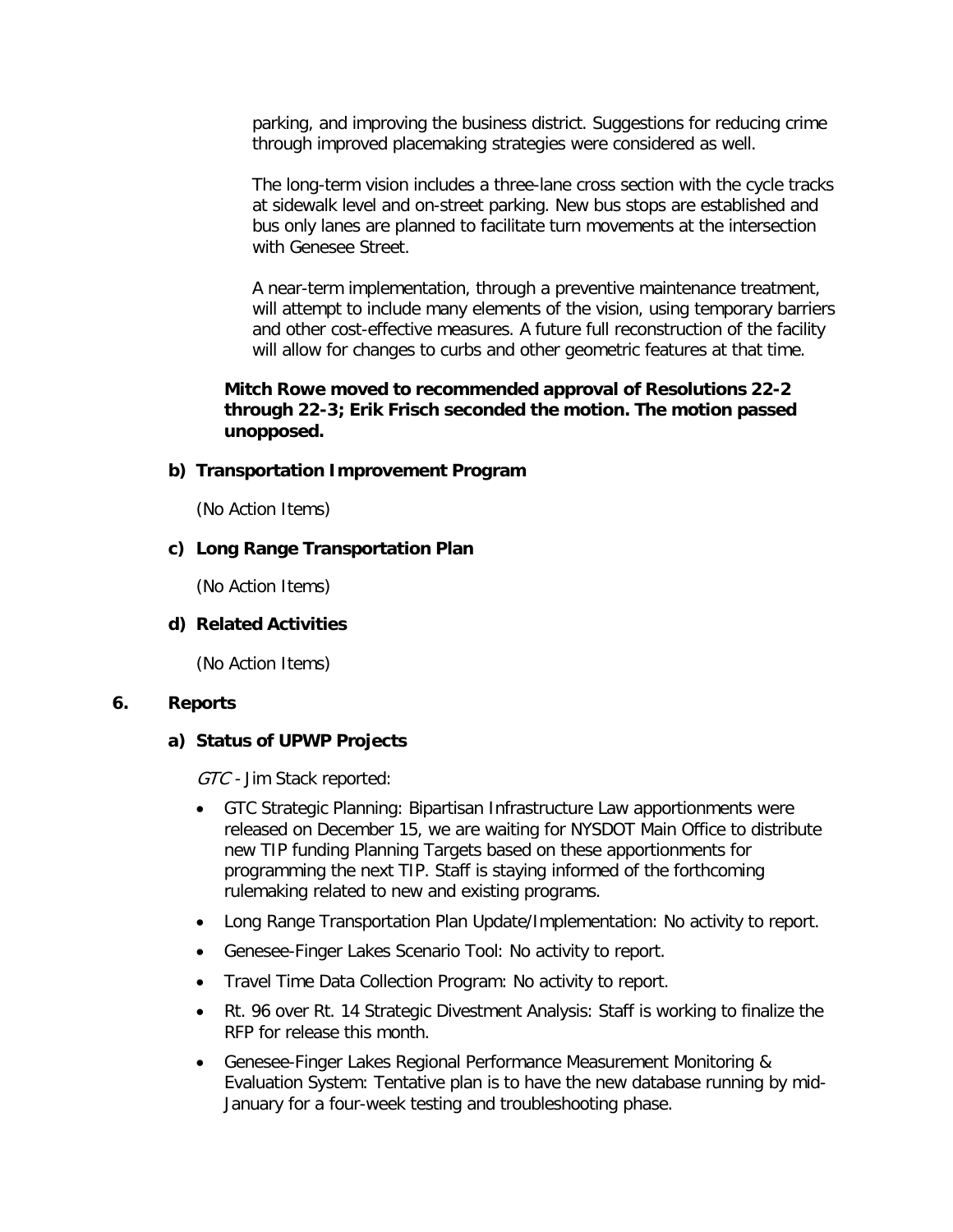parking, and improving the business district. Suggestions for reducing crime through improved placemaking strategies were considered as well.

The long-term vision includes a three-lane cross section with the cycle tracks at sidewalk level and on-street parking. New bus stops are established and bus only lanes are planned to facilitate turn movements at the intersection with Genesee Street.

A near-term implementation, through a preventive maintenance treatment, will attempt to include many elements of the vision, using temporary barriers and other cost-effective measures. A future full reconstruction of the facility will allow for changes to curbs and other geometric features at that time.

**Mitch Rowe moved to recommended approval of Resolutions 22-2 through 22-3; Erik Frisch seconded the motion. The motion passed unopposed.**

**b) Transportation Improvement Program**

(No Action Items)

**c) Long Range Transportation Plan**

(No Action Items)

**d) Related Activities**

(No Action Items)

**6. Reports**

**a) Status of UPWP Projects**

*GTC* - Jim Stack reported:

- GTC Strategic Planning: Bipartisan Infrastructure Law apportionments were released on December 15, we are waiting for NYSDOT Main Office to distribute new TIP funding Planning Targets based on these apportionments for programming the next TIP. Staff is staying informed of the forthcoming rulemaking related to new and existing programs.
- Long Range Transportation Plan Update/Implementation: No activity to report.
- Genesee-Finger Lakes Scenario Tool: No activity to report.
- Travel Time Data Collection Program: No activity to report.
- Rt. 96 over Rt. 14 Strategic Divestment Analysis: Staff is working to finalize the RFP for release this month.
- Genesee-Finger Lakes Regional Performance Measurement Monitoring & Evaluation System: Tentative plan is to have the new database running by mid-January for a four-week testing and troubleshooting phase.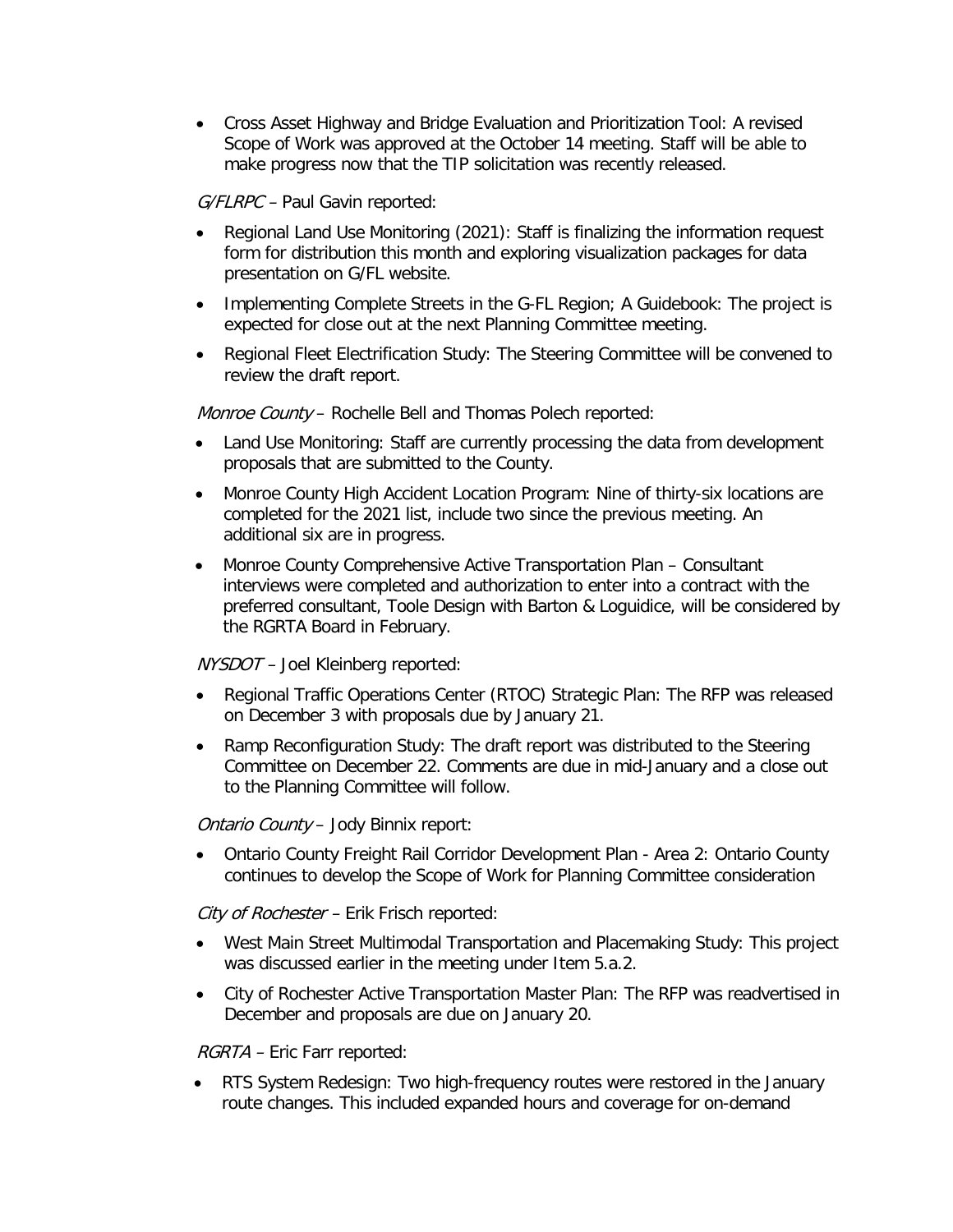- Cross Asset Highway and Bridge Evaluation and Prioritization Tool: A revised Scope of Work was approved at the October 14 meeting. Staff will be able to make progress now that the TIP solicitation was recently released.

*G/FLRPC* – Paul Gavin reported:

- Regional Land Use Monitoring (2021): Staff is finalizing the information request form for distribution this month and exploring visualization packages for data presentation on G/FL website.
- Implementing Complete Streets in the G-FL Region; A Guidebook: The project is expected for close out at the next Planning Committee meeting.
- Regional Fleet Electrification Study: The Steering Committee will be convened to review the draft report.

*Monroe County* – Rochelle Bell and Thomas Polech reported:

- Land Use Monitoring: Staff are currently processing the data from development proposals that are submitted to the County.
- Monroe County High Accident Location Program: Nine of thirty-six locations are completed for the 2021 list, include two since the previous meeting. An additional six are in progress.
- Monroe County Comprehensive Active Transportation Plan – Consultant interviews were completed and authorization to enter into a contract with the preferred consultant, Toole Design with Barton & Loguidice, will be considered by the RGRTA Board in February.

*NYSDOT* – Joel Kleinberg reported:

- Regional Traffic Operations Center (RTOC) Strategic Plan: The RFP was released on December 3 with proposals due by January 21.
- Ramp Reconfiguration Study: The draft report was distributed to the Steering Committee on December 22. Comments are due in mid-January and a close out to the Planning Committee will follow.

*Ontario County* – Jody Binnix report:

- Ontario County Freight Rail Corridor Development Plan - Area 2: Ontario County continues to develop the Scope of Work for Planning Committee consideration

*City of Rochester* – Erik Frisch reported:

- West Main Street Multimodal Transportation and Placemaking Study: This project was discussed earlier in the meeting under Item 5.a.2.
- City of Rochester Active Transportation Master Plan: The RFP was readvertised in December and proposals are due on January 20.

*RGRTA* – Eric Farr reported:

- RTS System Redesign: Two high-frequency routes were restored in the January route changes. This included expanded hours and coverage for on-demand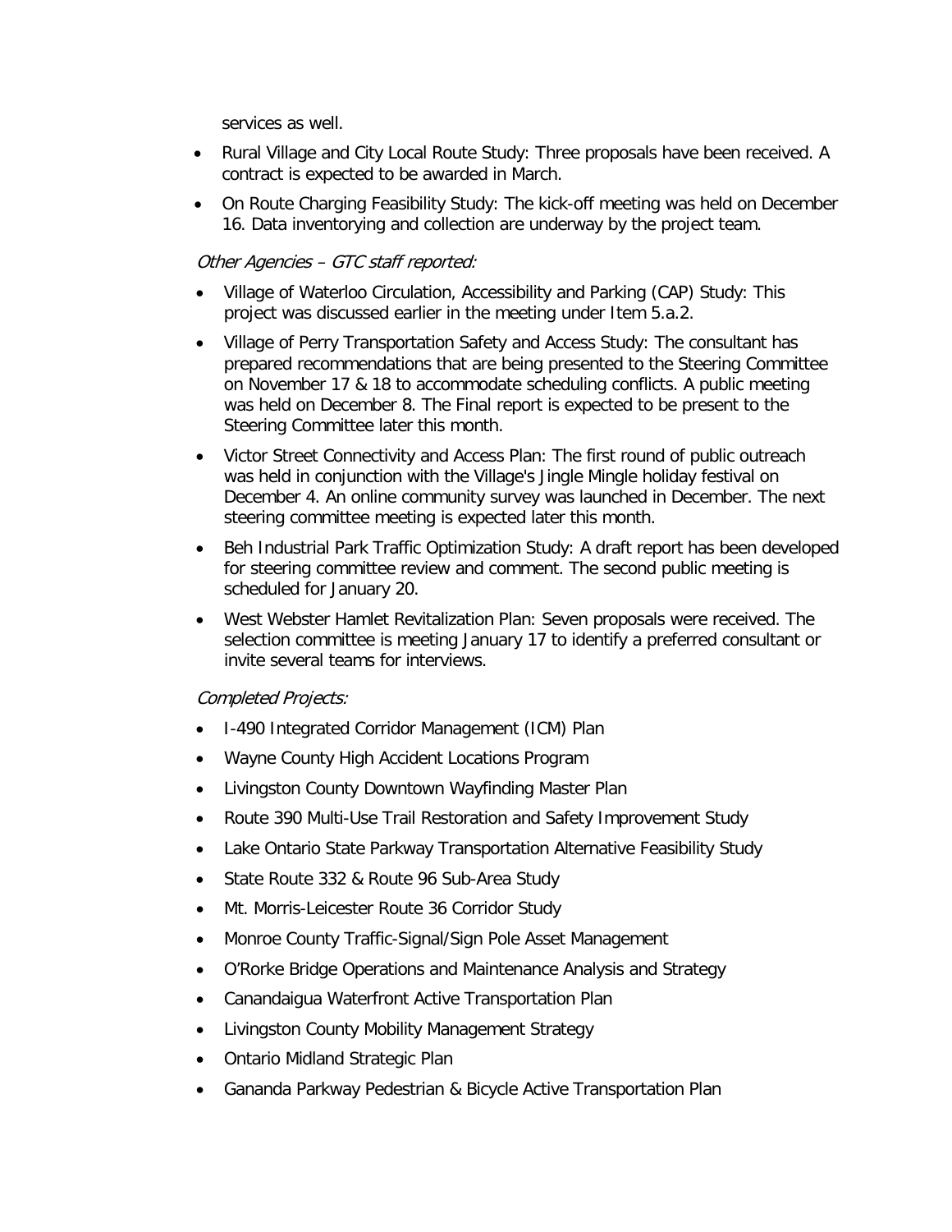services as well.

- Rural Village and City Local Route Study: Three proposals have been received. A contract is expected to be awarded in March.
- On Route Charging Feasibility Study: The kick-off meeting was held on December 16. Data inventorying and collection are underway by the project team.

*Other Agencies – GTC staff reported:*

- Village of Waterloo Circulation, Accessibility and Parking (CAP) Study: This project was discussed earlier in the meeting under Item 5.a.2.
- Village of Perry Transportation Safety and Access Study: The consultant has prepared recommendations that are being presented to the Steering Committee on November 17 & 18 to accommodate scheduling conflicts. A public meeting was held on December 8. The Final report is expected to be present to the Steering Committee later this month.
- Victor Street Connectivity and Access Plan: The first round of public outreach was held in conjunction with the Village's Jingle Mingle holiday festival on December 4. An online community survey was launched in December. The next steering committee meeting is expected later this month.
- Beh Industrial Park Traffic Optimization Study: A draft report has been developed for steering committee review and comment. The second public meeting is scheduled for January 20.
- West Webster Hamlet Revitalization Plan: Seven proposals were received. The selection committee is meeting January 17 to identify a preferred consultant or invite several teams for interviews.

*Completed Projects:*

- I-490 Integrated Corridor Management (ICM) Plan
- Wayne County High Accident Locations Program
- Livingston County Downtown Wayfinding Master Plan
- Route 390 Multi-Use Trail Restoration and Safety Improvement Study
- Lake Ontario State Parkway Transportation Alternative Feasibility Study
- State Route 332 & Route 96 Sub-Area Study
- Mt. Morris-Leicester Route 36 Corridor Study
- Monroe County Traffic-Signal/Sign Pole Asset Management
- O'Rorke Bridge Operations and Maintenance Analysis and Strategy
- Canandaigua Waterfront Active Transportation Plan
- Livingston County Mobility Management Strategy
- Ontario Midland Strategic Plan
- Gananda Parkway Pedestrian & Bicycle Active Transportation Plan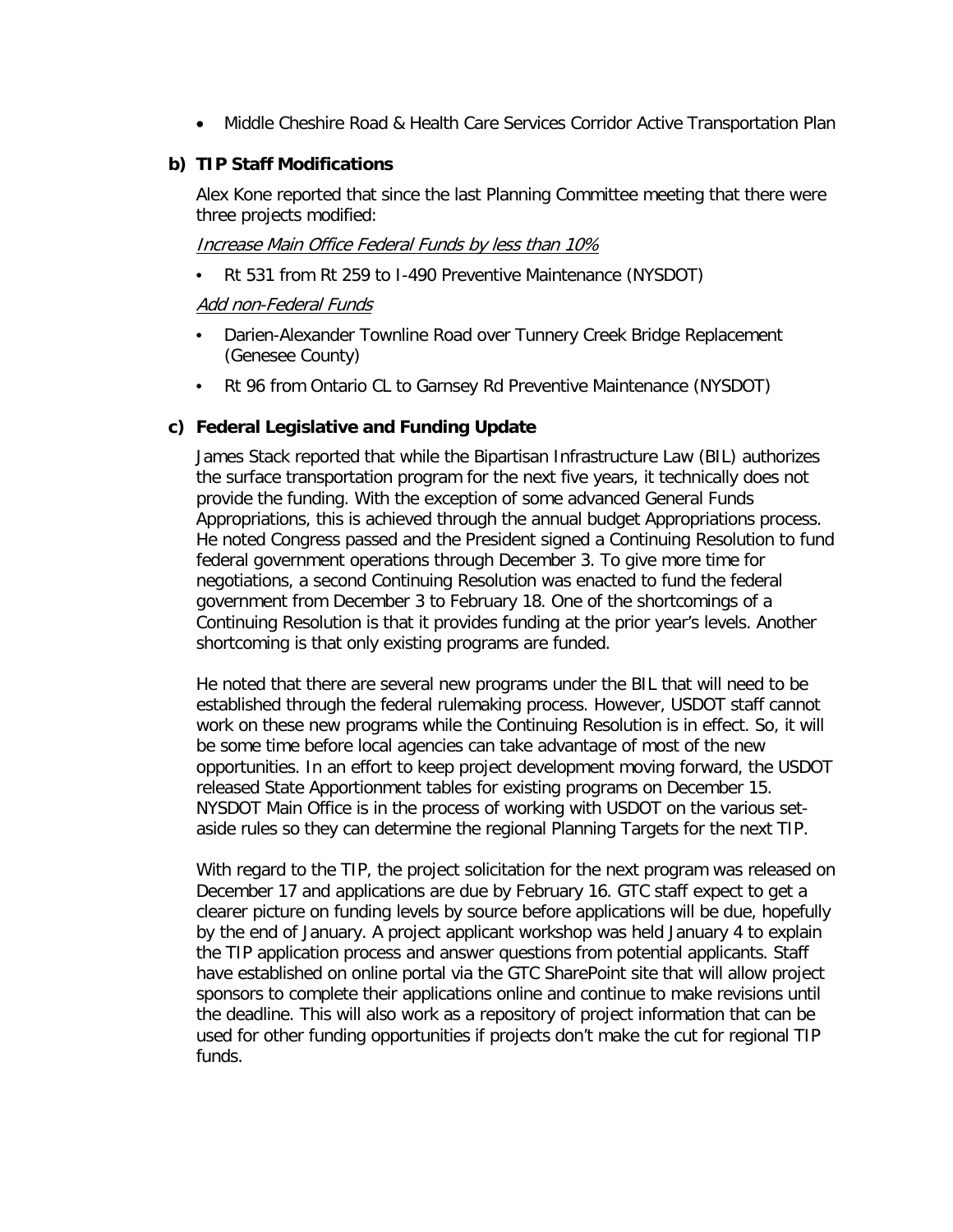- Middle Cheshire Road & Health Care Services Corridor Active Transportation Plan

**b) TIP Staff Modifications**

Alex Kone reported that since the last Planning Committee meeting that there were three projects modified:

Increase Main Office Federal Funds by less than 10%

- Rt 531 from Rt 259 to I-490 Preventive Maintenance (NYSDOT)

Add non-Federal Funds

- Darien-Alexander Townline Road over Tunnery Creek Bridge Replacement (Genesee County)
- Rt 96 from Ontario CL to Garnsey Rd Preventive Maintenance (NYSDOT)

**c) Federal Legislative and Funding Update**

James Stack reported that while the Bipartisan Infrastructure Law (BIL) authorizes the surface transportation program for the next five years, it technically does not provide the funding. With the exception of some advanced General Funds Appropriations, this is achieved through the annual budget Appropriations process. He noted Congress passed and the President signed a Continuing Resolution to fund federal government operations through December 3. To give more time for negotiations, a second Continuing Resolution was enacted to fund the federal government from December 3 to February 18. One of the shortcomings of a Continuing Resolution is that it provides funding at the prior year's levels. Another shortcoming is that only existing programs are funded.

He noted that there are several new programs under the BIL that will need to be established through the federal rulemaking process. However, USDOT staff cannot work on these new programs while the Continuing Resolution is in effect. So, it will be some time before local agencies can take advantage of most of the new opportunities. In an effort to keep project development moving forward, the USDOT released State Apportionment tables for existing programs on December 15. NYSDOT Main Office is in the process of working with USDOT on the various set-aside rules so they can determine the regional Planning Targets for the next TIP.

With regard to the TIP, the project solicitation for the next program was released on December 17 and applications are due by February 16. GTC staff expect to get a clearer picture on funding levels by source before applications will be due, hopefully by the end of January. A project applicant workshop was held January 4 to explain the TIP application process and answer questions from potential applicants. Staff have established on online portal via the GTC SharePoint site that will allow project sponsors to complete their applications online and continue to make revisions until the deadline. This will also work as a repository of project information that can be used for other funding opportunities if projects don't make the cut for regional TIP funds.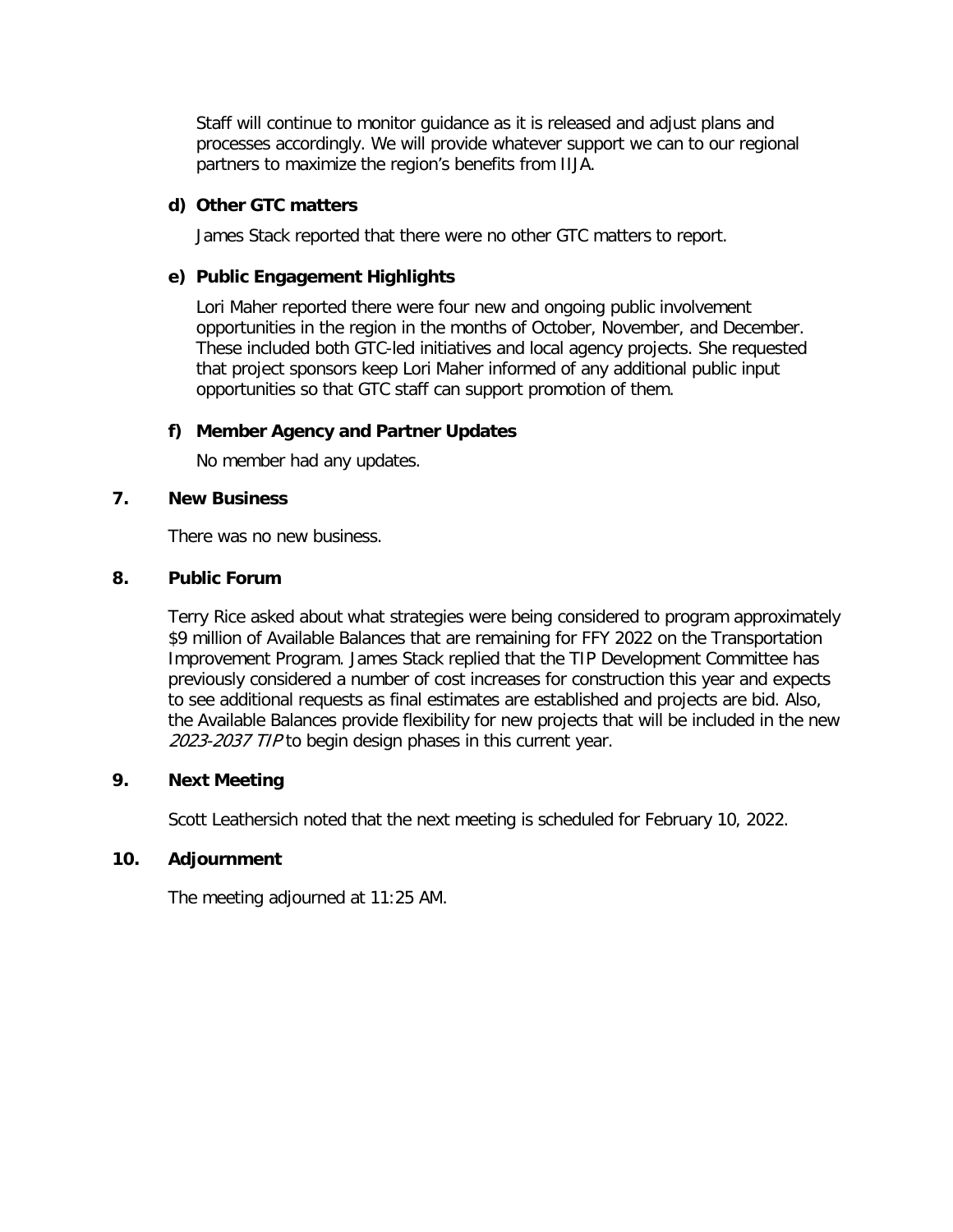Staff will continue to monitor guidance as it is released and adjust plans and processes accordingly. We will provide whatever support we can to our regional partners to maximize the region's benefits from IIJA.

**d) Other GTC matters**

James Stack reported that there were no other GTC matters to report.

**e) Public Engagement Highlights**

Lori Maher reported there were four new and ongoing public involvement opportunities in the region in the months of October, November, and December. These included both GTC-led initiatives and local agency projects. She requested that project sponsors keep Lori Maher informed of any additional public input opportunities so that GTC staff can support promotion of them.

**f) Member Agency and Partner Updates**

No member had any updates.

## 7. New Business

There was no new business.

## 8. Public Forum

Terry Rice asked about what strategies were being considered to program approximately $9 million of Available Balances that are remaining for FFY 2022 on the Transportation Improvement Program. James Stack replied that the TIP Development Committee has previously considered a number of cost increases for construction this year and expects to see additional requests as final estimates are established and projects are bid. Also, the Available Balances provide flexibility for new projects that will be included in the new *2023-2037 TIP* to begin design phases in this current year.

## 9. Next Meeting

Scott Leathersich noted that the next meeting is scheduled for February 10, 2022.

## 10. Adjournment

The meeting adjourned at 11:25 AM.